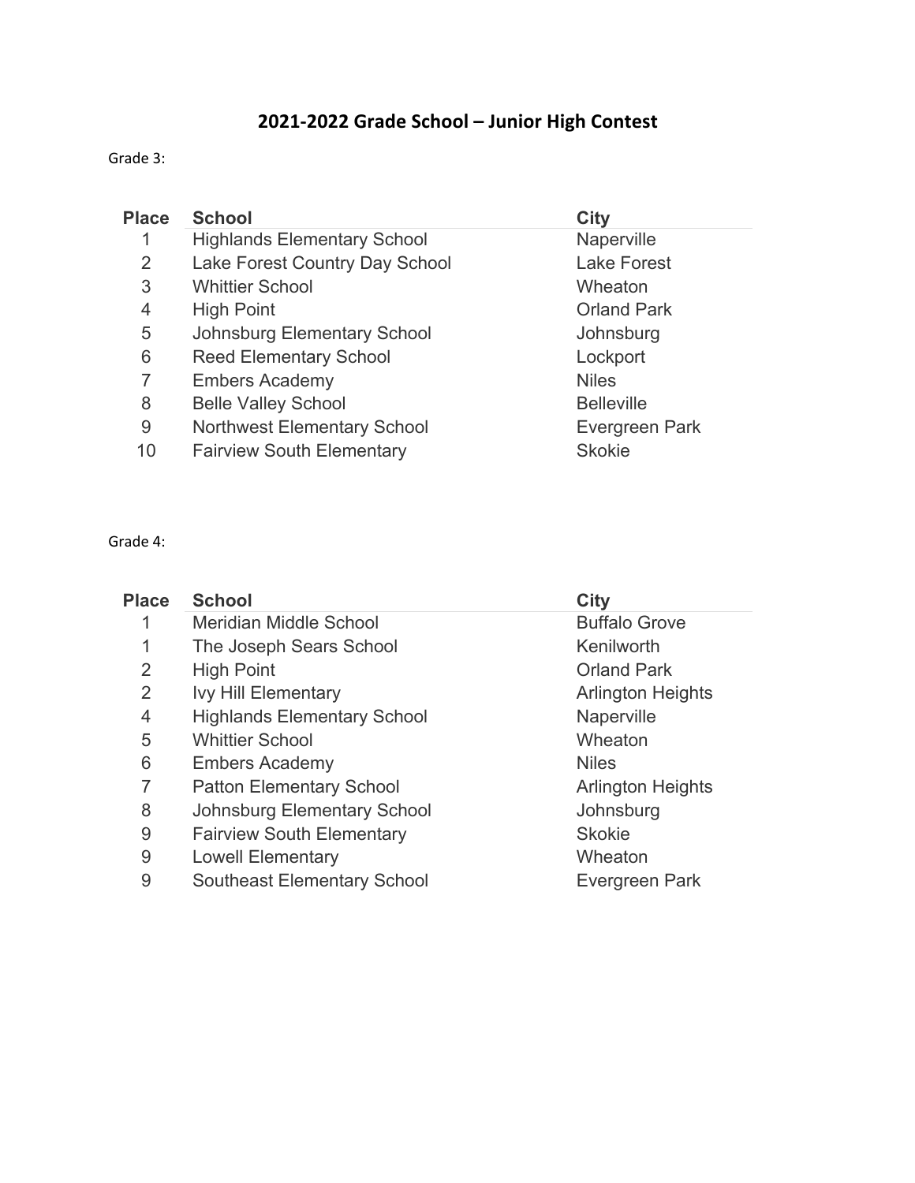# 2021-2022 Grade School – Junior High Contest

Grade 3:

| Place | School | City |
|---|---|---|
| 1 | Highlands Elementary School | Naperville |
| 2 | Lake Forest Country Day School | Lake Forest |
| 3 | Whittier School | Wheaton |
| 4 | High Point | Orland Park |
| 5 | Johnsburg Elementary School | Johnsburg |
| 6 | Reed Elementary School | Lockport |
| 7 | Embers Academy | Niles |
| 8 | Belle Valley School | Belleville |
| 9 | Northwest Elementary School | Evergreen Park |
| 10 | Fairview South Elementary | Skokie |

Grade 4:

| Place | School | City |
|---|---|---|
| 1 | Meridian Middle School | Buffalo Grove |
| 1 | The Joseph Sears School | Kenilworth |
| 2 | High Point | Orland Park |
| 2 | Ivy Hill Elementary | Arlington Heights |
| 4 | Highlands Elementary School | Naperville |
| 5 | Whittier School | Wheaton |
| 6 | Embers Academy | Niles |
| 7 | Patton Elementary School | Arlington Heights |
| 8 | Johnsburg Elementary School | Johnsburg |
| 9 | Fairview South Elementary | Skokie |
| 9 | Lowell Elementary | Wheaton |
| 9 | Southeast Elementary School | Evergreen Park |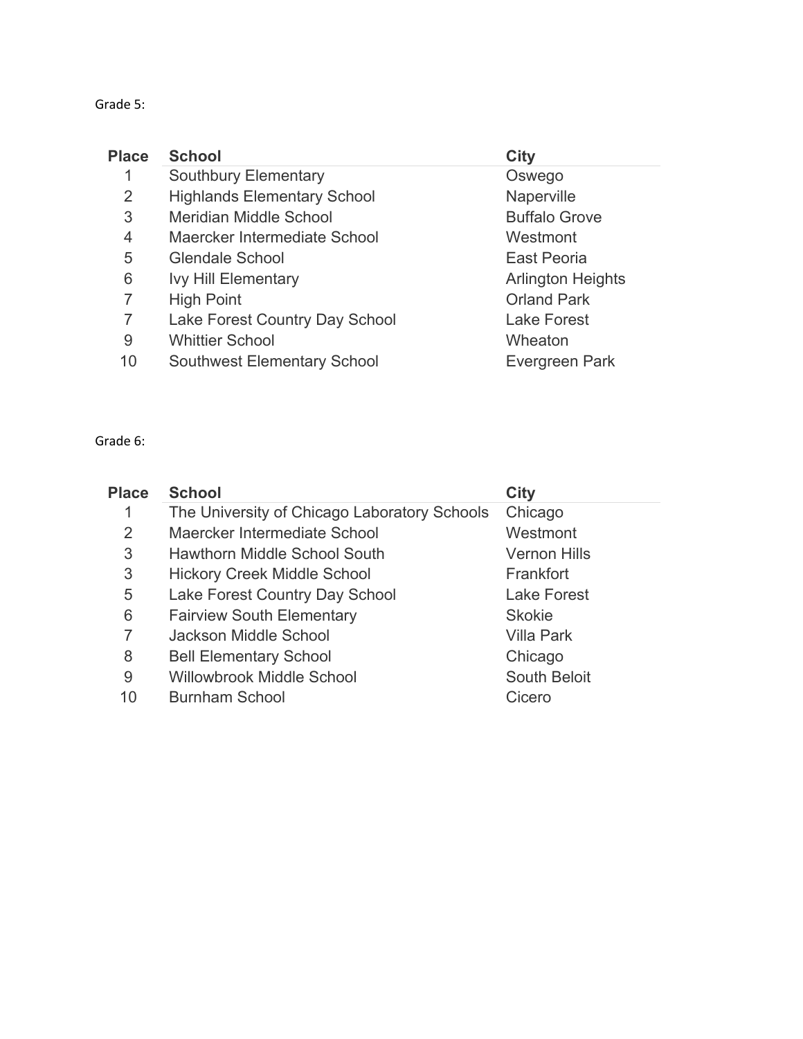Grade 5:

| Place | School | City |
|---|---|---|
| 1 | Southbury Elementary | Oswego |
| 2 | Highlands Elementary School | Naperville |
| 3 | Meridian Middle School | Buffalo Grove |
| 4 | Maercker Intermediate School | Westmont |
| 5 | Glendale School | East Peoria |
| 6 | Ivy Hill Elementary | Arlington Heights |
| 7 | High Point | Orland Park |
| 7 | Lake Forest Country Day School | Lake Forest |
| 9 | Whittier School | Wheaton |
| 10 | Southwest Elementary School | Evergreen Park |

Grade 6:

| Place | School | City |
|---|---|---|
| 1 | The University of Chicago Laboratory Schools | Chicago |
| 2 | Maercker Intermediate School | Westmont |
| 3 | Hawthorn Middle School South | Vernon Hills |
| 3 | Hickory Creek Middle School | Frankfort |
| 5 | Lake Forest Country Day School | Lake Forest |
| 6 | Fairview South Elementary | Skokie |
| 7 | Jackson Middle School | Villa Park |
| 8 | Bell Elementary School | Chicago |
| 9 | Willowbrook Middle School | South Beloit |
| 10 | Burnham School | Cicero |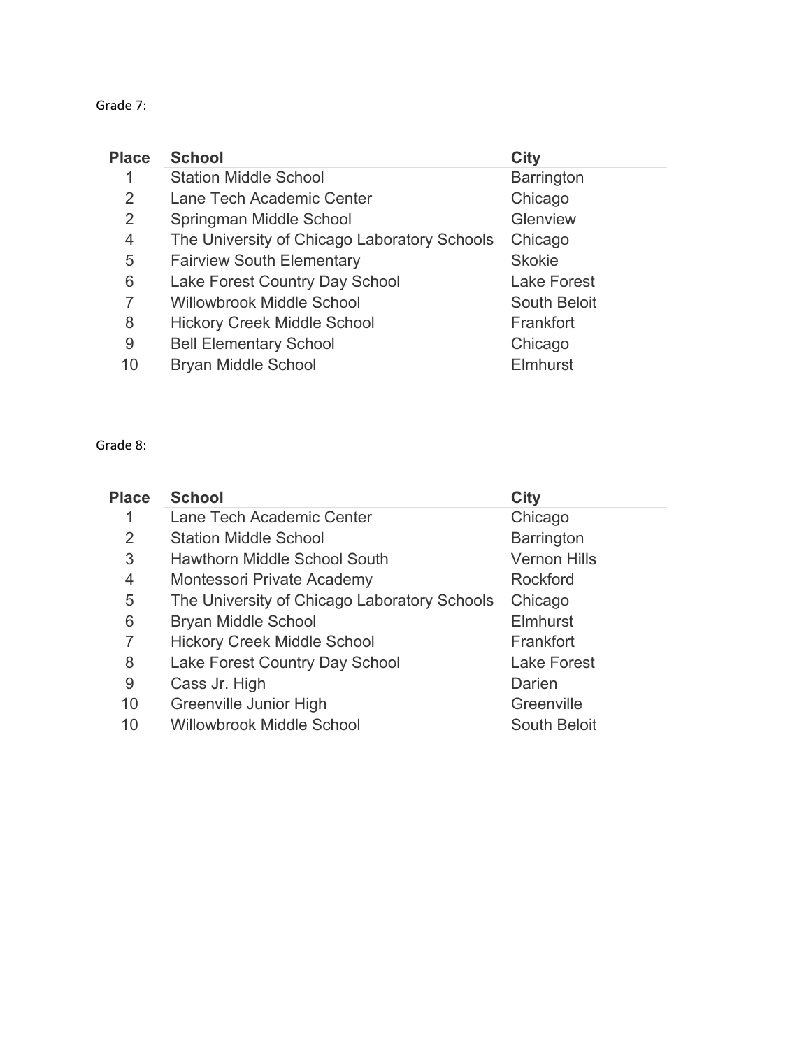Grade 7:

| Place | School | City |
|---|---|---|
| 1 | Station Middle School | Barrington |
| 2 | Lane Tech Academic Center | Chicago |
| 2 | Springman Middle School | Glenview |
| 4 | The University of Chicago Laboratory Schools | Chicago |
| 5 | Fairview South Elementary | Skokie |
| 6 | Lake Forest Country Day School | Lake Forest |
| 7 | Willowbrook Middle School | South Beloit |
| 8 | Hickory Creek Middle School | Frankfort |
| 9 | Bell Elementary School | Chicago |
| 10 | Bryan Middle School | Elmhurst |

Grade 8:

| Place | School | City |
|---|---|---|
| 1 | Lane Tech Academic Center | Chicago |
| 2 | Station Middle School | Barrington |
| 3 | Hawthorn Middle School South | Vernon Hills |
| 4 | Montessori Private Academy | Rockford |
| 5 | The University of Chicago Laboratory Schools | Chicago |
| 6 | Bryan Middle School | Elmhurst |
| 7 | Hickory Creek Middle School | Frankfort |
| 8 | Lake Forest Country Day School | Lake Forest |
| 9 | Cass Jr. High | Darien |
| 10 | Greenville Junior High | Greenville |
| 10 | Willowbrook Middle School | South Beloit |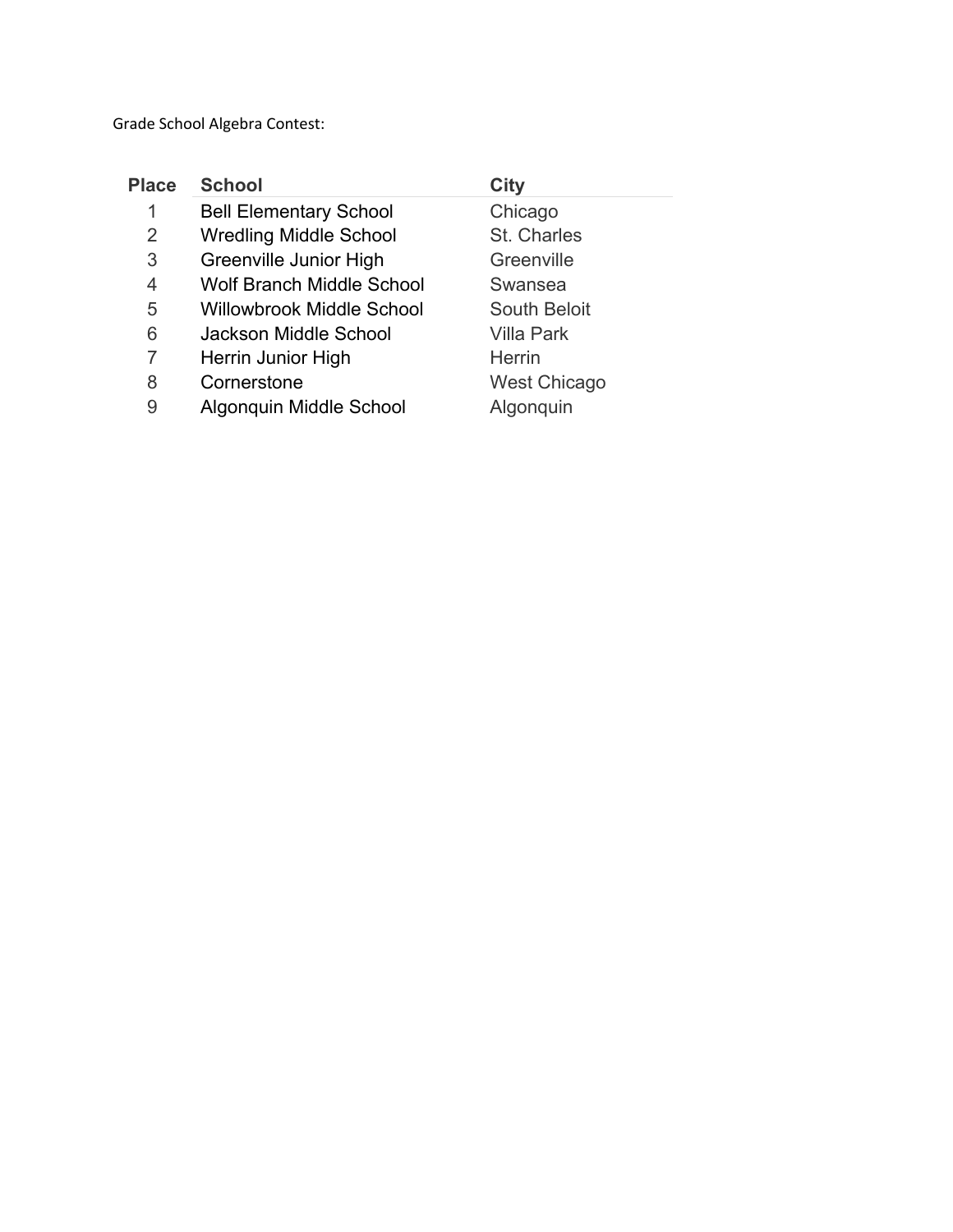Grade School Algebra Contest:

| Place | School | City |
| --- | --- | --- |
| 1 | Bell Elementary School | Chicago |
| 2 | Wredling Middle School | St. Charles |
| 3 | Greenville Junior High | Greenville |
| 4 | Wolf Branch Middle School | Swansea |
| 5 | Willowbrook Middle School | South Beloit |
| 6 | Jackson Middle School | Villa Park |
| 7 | Herrin Junior High | Herrin |
| 8 | Cornerstone | West Chicago |
| 9 | Algonquin Middle School | Algonquin |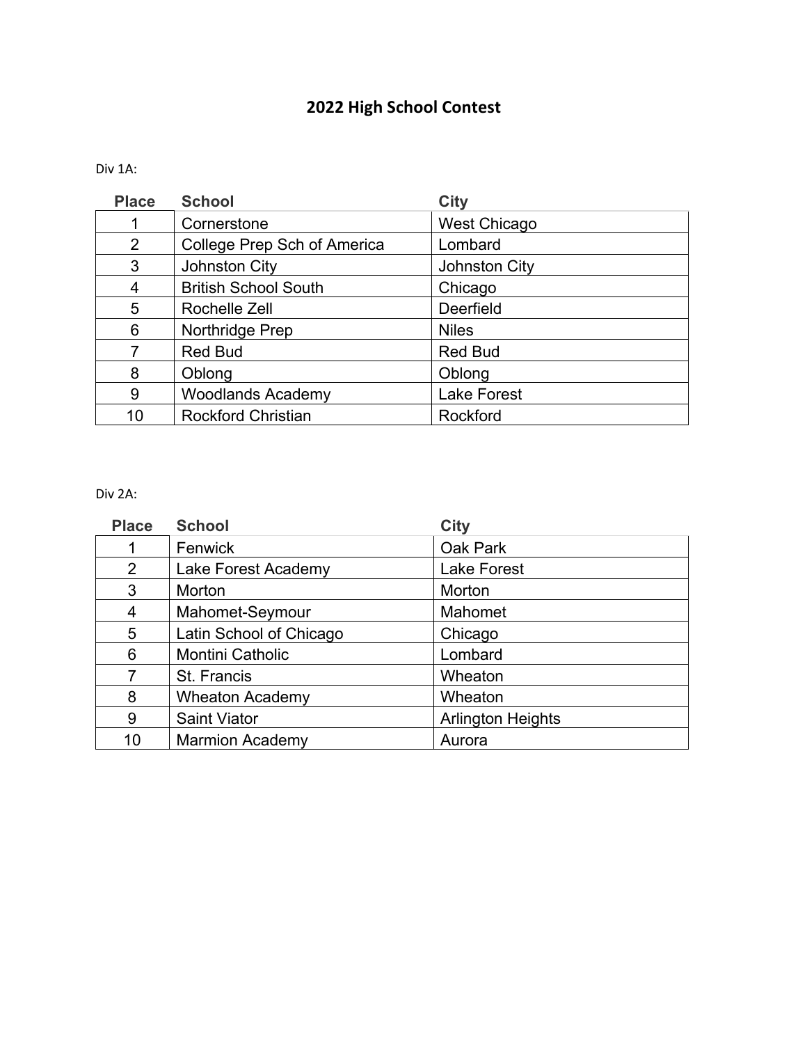# 2022 High School Contest

Div 1A:

| Place | School | City |
|---|---|---|
| 1 | Cornerstone | West Chicago |
| 2 | College Prep Sch of America | Lombard |
| 3 | Johnston City | Johnston City |
| 4 | British School South | Chicago |
| 5 | Rochelle Zell | Deerfield |
| 6 | Northridge Prep | Niles |
| 7 | Red Bud | Red Bud |
| 8 | Oblong | Oblong |
| 9 | Woodlands Academy | Lake Forest |
| 10 | Rockford Christian | Rockford |

Div 2A:

| Place | School | City |
|---|---|---|
| 1 | Fenwick | Oak Park |
| 2 | Lake Forest Academy | Lake Forest |
| 3 | Morton | Morton |
| 4 | Mahomet-Seymour | Mahomet |
| 5 | Latin School of Chicago | Chicago |
| 6 | Montini Catholic | Lombard |
| 7 | St. Francis | Wheaton |
| 8 | Wheaton Academy | Wheaton |
| 9 | Saint Viator | Arlington Heights |
| 10 | Marmion Academy | Aurora |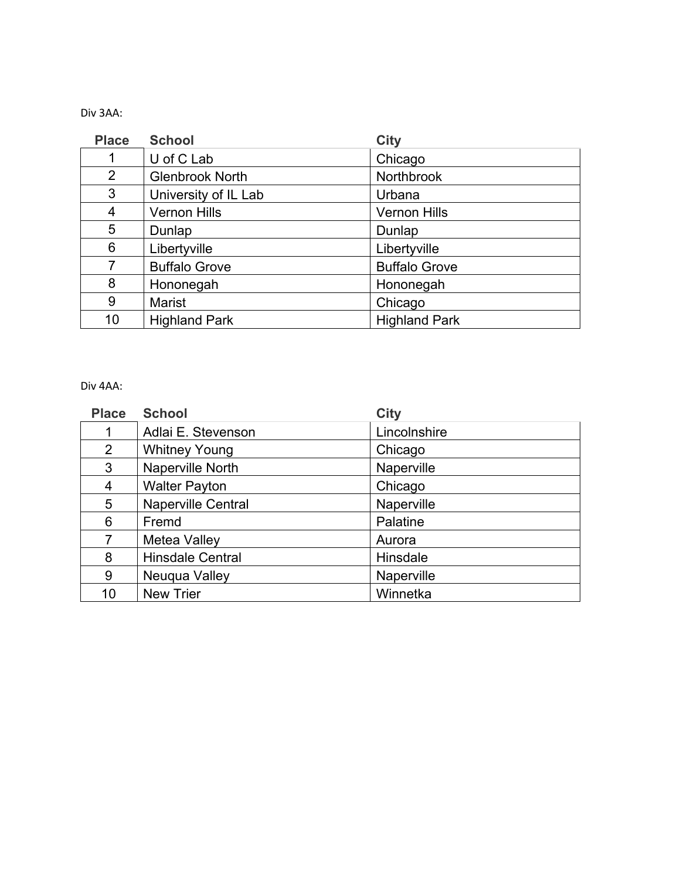Div 3AA:

| Place | School | City |
|---|---|---|
| 1 | U of C Lab | Chicago |
| 2 | Glenbrook North | Northbrook |
| 3 | University of IL Lab | Urbana |
| 4 | Vernon Hills | Vernon Hills |
| 5 | Dunlap | Dunlap |
| 6 | Libertyville | Libertyville |
| 7 | Buffalo Grove | Buffalo Grove |
| 8 | Hononegah | Hononegah |
| 9 | Marist | Chicago |
| 10 | Highland Park | Highland Park |

Div 4AA:

| Place | School | City |
|---|---|---|
| 1 | Adlai E. Stevenson | Lincolnshire |
| 2 | Whitney Young | Chicago |
| 3 | Naperville North | Naperville |
| 4 | Walter Payton | Chicago |
| 5 | Naperville Central | Naperville |
| 6 | Fremd | Palatine |
| 7 | Metea Valley | Aurora |
| 8 | Hinsdale Central | Hinsdale |
| 9 | Neuqua Valley | Naperville |
| 10 | New Trier | Winnetka |